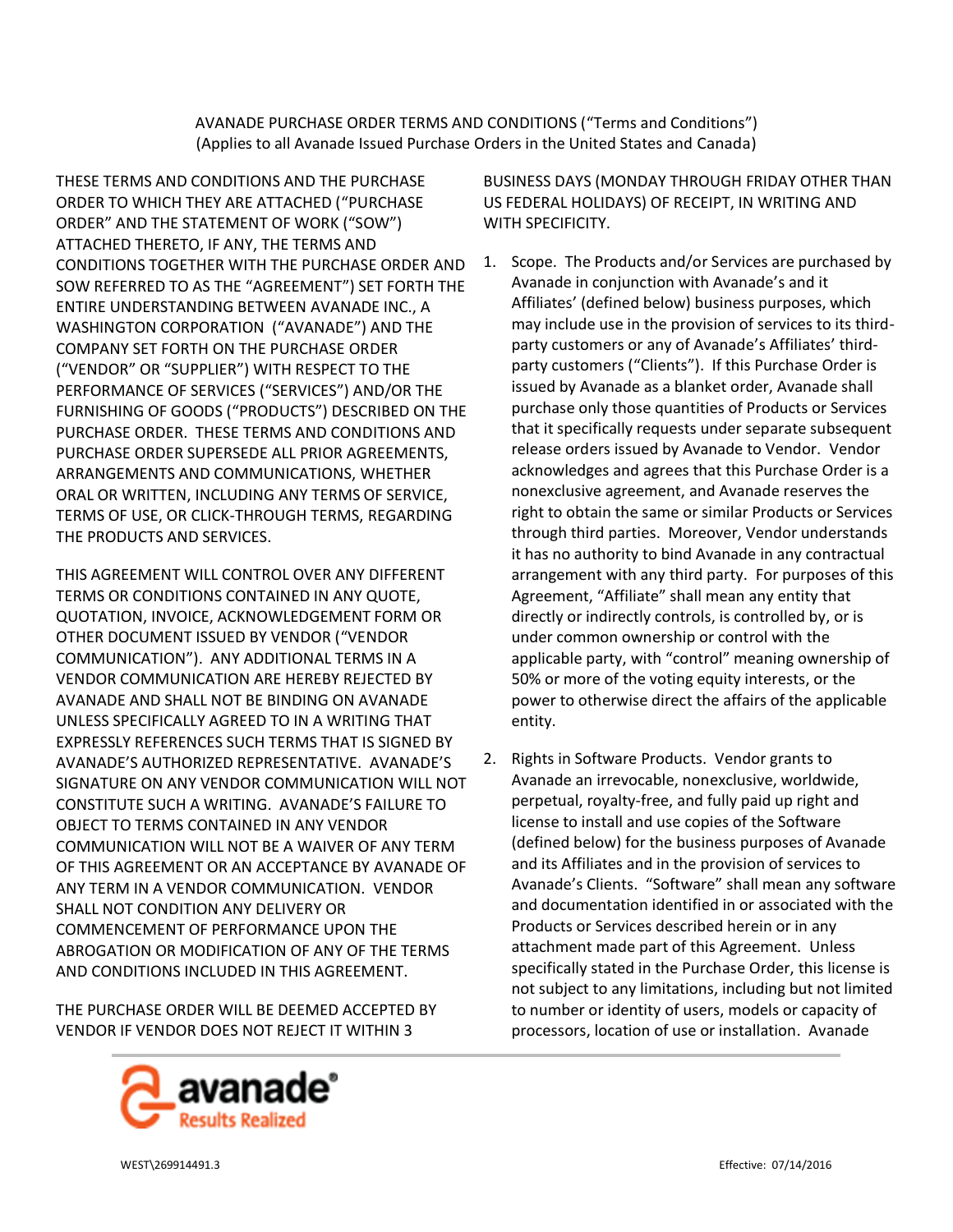AVANADE PURCHASE ORDER TERMS AND CONDITIONS ("Terms and Conditions")
(Applies to all Avanade Issued Purchase Orders in the United States and Canada)

THESE TERMS AND CONDITIONS AND THE PURCHASE ORDER TO WHICH THEY ARE ATTACHED ("PURCHASE ORDER" AND THE STATEMENT OF WORK ("SOW") ATTACHED THERETO, IF ANY, THE TERMS AND CONDITIONS TOGETHER WITH THE PURCHASE ORDER AND SOW REFERRED TO AS THE "AGREEMENT") SET FORTH THE ENTIRE UNDERSTANDING BETWEEN AVANADE INC., A WASHINGTON CORPORATION ("AVANADE") AND THE COMPANY SET FORTH ON THE PURCHASE ORDER ("VENDOR" OR "SUPPLIER") WITH RESPECT TO THE PERFORMANCE OF SERVICES ("SERVICES") AND/OR THE FURNISHING OF GOODS ("PRODUCTS") DESCRIBED ON THE PURCHASE ORDER. THESE TERMS AND CONDITIONS AND PURCHASE ORDER SUPERSEDE ALL PRIOR AGREEMENTS, ARRANGEMENTS AND COMMUNICATIONS, WHETHER ORAL OR WRITTEN, INCLUDING ANY TERMS OF SERVICE, TERMS OF USE, OR CLICK-THROUGH TERMS, REGARDING THE PRODUCTS AND SERVICES.

THIS AGREEMENT WILL CONTROL OVER ANY DIFFERENT TERMS OR CONDITIONS CONTAINED IN ANY QUOTE, QUOTATION, INVOICE, ACKNOWLEDGEMENT FORM OR OTHER DOCUMENT ISSUED BY VENDOR ("VENDOR COMMUNICATION"). ANY ADDITIONAL TERMS IN A VENDOR COMMUNICATION ARE HEREBY REJECTED BY AVANADE AND SHALL NOT BE BINDING ON AVANADE UNLESS SPECIFICALLY AGREED TO IN A WRITING THAT EXPRESSLY REFERENCES SUCH TERMS THAT IS SIGNED BY AVANADE'S AUTHORIZED REPRESENTATIVE. AVANADE'S SIGNATURE ON ANY VENDOR COMMUNICATION WILL NOT CONSTITUTE SUCH A WRITING. AVANADE'S FAILURE TO OBJECT TO TERMS CONTAINED IN ANY VENDOR COMMUNICATION WILL NOT BE A WAIVER OF ANY TERM OF THIS AGREEMENT OR AN ACCEPTANCE BY AVANADE OF ANY TERM IN A VENDOR COMMUNICATION. VENDOR SHALL NOT CONDITION ANY DELIVERY OR COMMENCEMENT OF PERFORMANCE UPON THE ABROGATION OR MODIFICATION OF ANY OF THE TERMS AND CONDITIONS INCLUDED IN THIS AGREEMENT.

THE PURCHASE ORDER WILL BE DEEMED ACCEPTED BY VENDOR IF VENDOR DOES NOT REJECT IT WITHIN 3 BUSINESS DAYS (MONDAY THROUGH FRIDAY OTHER THAN US FEDERAL HOLIDAYS) OF RECEIPT, IN WRITING AND WITH SPECIFICITY.

1. Scope. The Products and/or Services are purchased by Avanade in conjunction with Avanade's and it Affiliates' (defined below) business purposes, which may include use in the provision of services to its third-party customers or any of Avanade's Affiliates' third-party customers ("Clients"). If this Purchase Order is issued by Avanade as a blanket order, Avanade shall purchase only those quantities of Products or Services that it specifically requests under separate subsequent release orders issued by Avanade to Vendor. Vendor acknowledges and agrees that this Purchase Order is a nonexclusive agreement, and Avanade reserves the right to obtain the same or similar Products or Services through third parties. Moreover, Vendor understands it has no authority to bind Avanade in any contractual arrangement with any third party. For purposes of this Agreement, "Affiliate" shall mean any entity that directly or indirectly controls, is controlled by, or is under common ownership or control with the applicable party, with "control" meaning ownership of 50% or more of the voting equity interests, or the power to otherwise direct the affairs of the applicable entity.

2. Rights in Software Products. Vendor grants to Avanade an irrevocable, nonexclusive, worldwide, perpetual, royalty-free, and fully paid up right and license to install and use copies of the Software (defined below) for the business purposes of Avanade and its Affiliates and in the provision of services to Avanade's Clients. "Software" shall mean any software and documentation identified in or associated with the Products or Services described herein or in any attachment made part of this Agreement. Unless specifically stated in the Purchase Order, this license is not subject to any limitations, including but not limited to number or identity of users, models or capacity of processors, location of use or installation. Avanade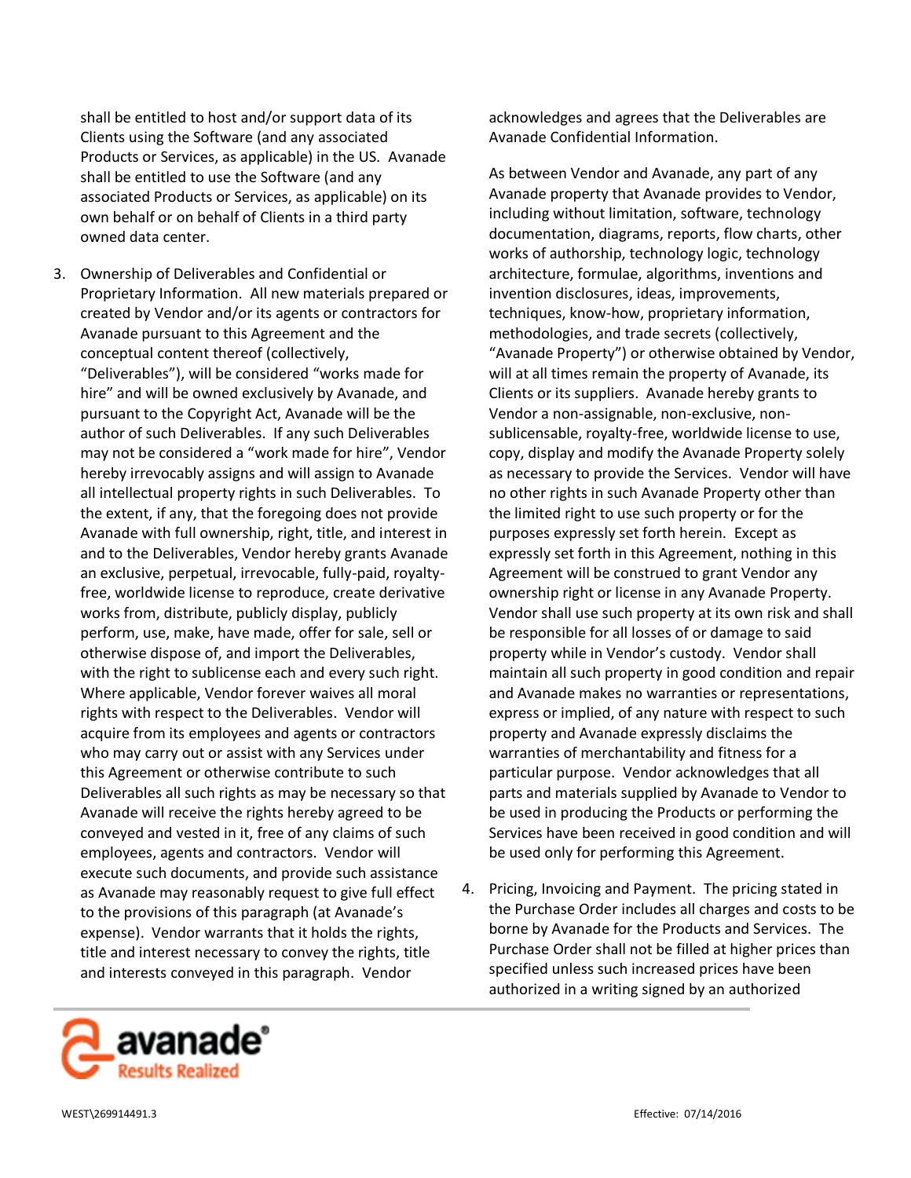shall be entitled to host and/or support data of its Clients using the Software (and any associated Products or Services, as applicable) in the US. Avanade shall be entitled to use the Software (and any associated Products or Services, as applicable) on its own behalf or on behalf of Clients in a third party owned data center.

3. Ownership of Deliverables and Confidential or Proprietary Information. All new materials prepared or created by Vendor and/or its agents or contractors for Avanade pursuant to this Agreement and the conceptual content thereof (collectively, "Deliverables"), will be considered "works made for hire" and will be owned exclusively by Avanade, and pursuant to the Copyright Act, Avanade will be the author of such Deliverables. If any such Deliverables may not be considered a "work made for hire", Vendor hereby irrevocably assigns and will assign to Avanade all intellectual property rights in such Deliverables. To the extent, if any, that the foregoing does not provide Avanade with full ownership, right, title, and interest in and to the Deliverables, Vendor hereby grants Avanade an exclusive, perpetual, irrevocable, fully-paid, royalty-free, worldwide license to reproduce, create derivative works from, distribute, publicly display, publicly perform, use, make, have made, offer for sale, sell or otherwise dispose of, and import the Deliverables, with the right to sublicense each and every such right. Where applicable, Vendor forever waives all moral rights with respect to the Deliverables. Vendor will acquire from its employees and agents or contractors who may carry out or assist with any Services under this Agreement or otherwise contribute to such Deliverables all such rights as may be necessary so that Avanade will receive the rights hereby agreed to be conveyed and vested in it, free of any claims of such employees, agents and contractors. Vendor will execute such documents, and provide such assistance as Avanade may reasonably request to give full effect to the provisions of this paragraph (at Avanade's expense). Vendor warrants that it holds the rights, title and interest necessary to convey the rights, title and interests conveyed in this paragraph. Vendor acknowledges and agrees that the Deliverables are Avanade Confidential Information.

   As between Vendor and Avanade, any part of any Avanade property that Avanade provides to Vendor, including without limitation, software, technology documentation, diagrams, reports, flow charts, other works of authorship, technology logic, technology architecture, formulae, algorithms, inventions and invention disclosures, ideas, improvements, techniques, know-how, proprietary information, methodologies, and trade secrets (collectively, "Avanade Property") or otherwise obtained by Vendor, will at all times remain the property of Avanade, its Clients or its suppliers. Avanade hereby grants to Vendor a non-assignable, non-exclusive, non-sublicensable, royalty-free, worldwide license to use, copy, display and modify the Avanade Property solely as necessary to provide the Services. Vendor will have no other rights in such Avanade Property other than the limited right to use such property or for the purposes expressly set forth herein. Except as expressly set forth in this Agreement, nothing in this Agreement will be construed to grant Vendor any ownership right or license in any Avanade Property. Vendor shall use such property at its own risk and shall be responsible for all losses of or damage to said property while in Vendor's custody. Vendor shall maintain all such property in good condition and repair and Avanade makes no warranties or representations, express or implied, of any nature with respect to such property and Avanade expressly disclaims the warranties of merchantability and fitness for a particular purpose. Vendor acknowledges that all parts and materials supplied by Avanade to Vendor to be used in producing the Products or performing the Services have been received in good condition and will be used only for performing this Agreement.

4. Pricing, Invoicing and Payment. The pricing stated in the Purchase Order includes all charges and costs to be borne by Avanade for the Products and Services. The Purchase Order shall not be filled at higher prices than specified unless such increased prices have been authorized in a writing signed by an authorized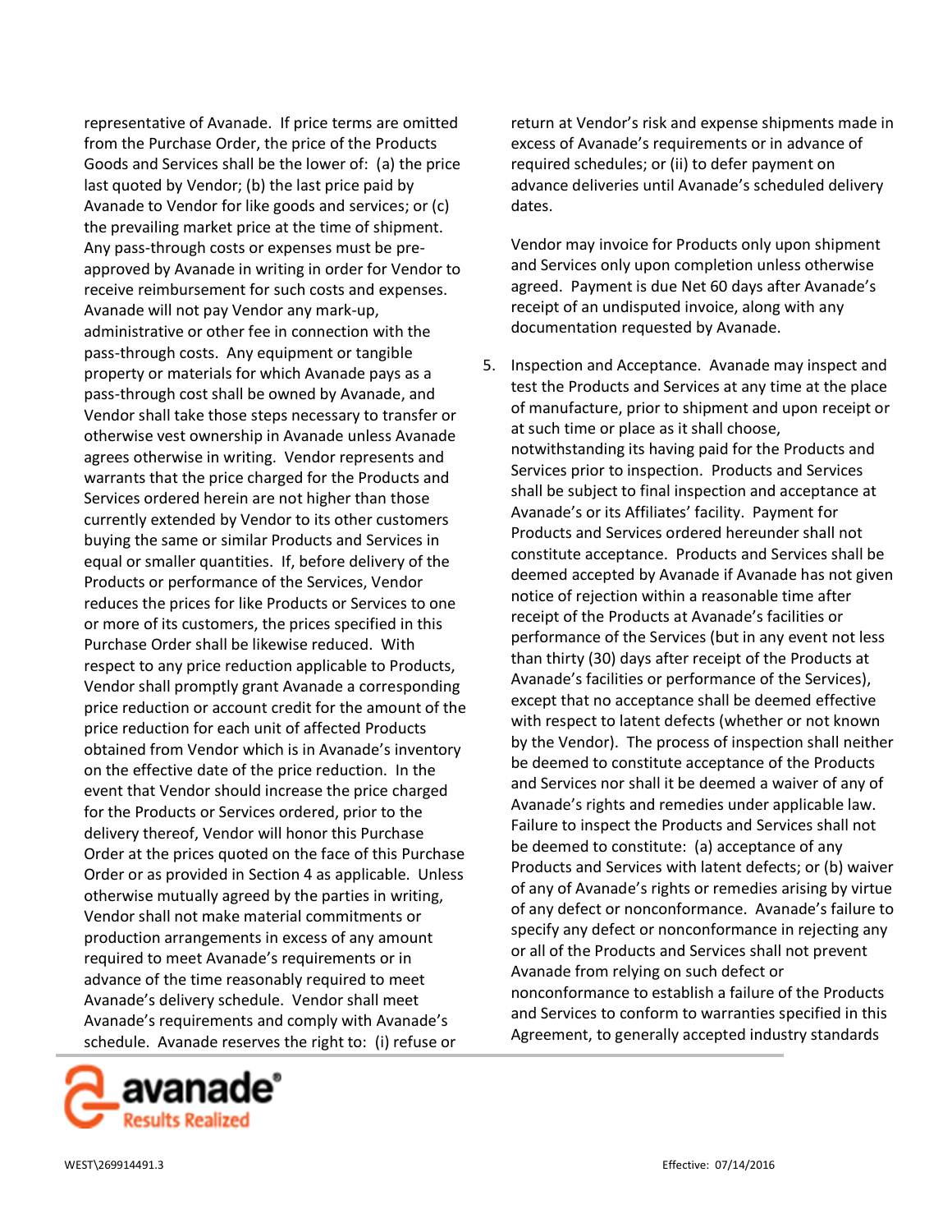representative of Avanade. If price terms are omitted from the Purchase Order, the price of the Products Goods and Services shall be the lower of: (a) the price last quoted by Vendor; (b) the last price paid by Avanade to Vendor for like goods and services; or (c) the prevailing market price at the time of shipment. Any pass-through costs or expenses must be pre-approved by Avanade in writing in order for Vendor to receive reimbursement for such costs and expenses. Avanade will not pay Vendor any mark-up, administrative or other fee in connection with the pass-through costs. Any equipment or tangible property or materials for which Avanade pays as a pass-through cost shall be owned by Avanade, and Vendor shall take those steps necessary to transfer or otherwise vest ownership in Avanade unless Avanade agrees otherwise in writing. Vendor represents and warrants that the price charged for the Products and Services ordered herein are not higher than those currently extended by Vendor to its other customers buying the same or similar Products and Services in equal or smaller quantities. If, before delivery of the Products or performance of the Services, Vendor reduces the prices for like Products or Services to one or more of its customers, the prices specified in this Purchase Order shall be likewise reduced. With respect to any price reduction applicable to Products, Vendor shall promptly grant Avanade a corresponding price reduction or account credit for the amount of the price reduction for each unit of affected Products obtained from Vendor which is in Avanade's inventory on the effective date of the price reduction. In the event that Vendor should increase the price charged for the Products or Services ordered, prior to the delivery thereof, Vendor will honor this Purchase Order at the prices quoted on the face of this Purchase Order or as provided in Section 4 as applicable. Unless otherwise mutually agreed by the parties in writing, Vendor shall not make material commitments or production arrangements in excess of any amount required to meet Avanade's requirements or in advance of the time reasonably required to meet Avanade's delivery schedule. Vendor shall meet Avanade's requirements and comply with Avanade's schedule. Avanade reserves the right to: (i) refuse or return at Vendor's risk and expense shipments made in excess of Avanade's requirements or in advance of required schedules; or (ii) to defer payment on advance deliveries until Avanade's scheduled delivery dates.

Vendor may invoice for Products only upon shipment and Services only upon completion unless otherwise agreed. Payment is due Net 60 days after Avanade's receipt of an undisputed invoice, along with any documentation requested by Avanade.

5. Inspection and Acceptance. Avanade may inspect and test the Products and Services at any time at the place of manufacture, prior to shipment and upon receipt or at such time or place as it shall choose, notwithstanding its having paid for the Products and Services prior to inspection. Products and Services shall be subject to final inspection and acceptance at Avanade's or its Affiliates' facility. Payment for Products and Services ordered hereunder shall not constitute acceptance. Products and Services shall be deemed accepted by Avanade if Avanade has not given notice of rejection within a reasonable time after receipt of the Products at Avanade's facilities or performance of the Services (but in any event not less than thirty (30) days after receipt of the Products at Avanade's facilities or performance of the Services), except that no acceptance shall be deemed effective with respect to latent defects (whether or not known by the Vendor). The process of inspection shall neither be deemed to constitute acceptance of the Products and Services nor shall it be deemed a waiver of any of Avanade's rights and remedies under applicable law. Failure to inspect the Products and Services shall not be deemed to constitute: (a) acceptance of any Products and Services with latent defects; or (b) waiver of any of Avanade's rights or remedies arising by virtue of any defect or nonconformance. Avanade's failure to specify any defect or nonconformance in rejecting any or all of the Products and Services shall not prevent Avanade from relying on such defect or nonconformance to establish a failure of the Products and Services to conform to warranties specified in this Agreement, to generally accepted industry standards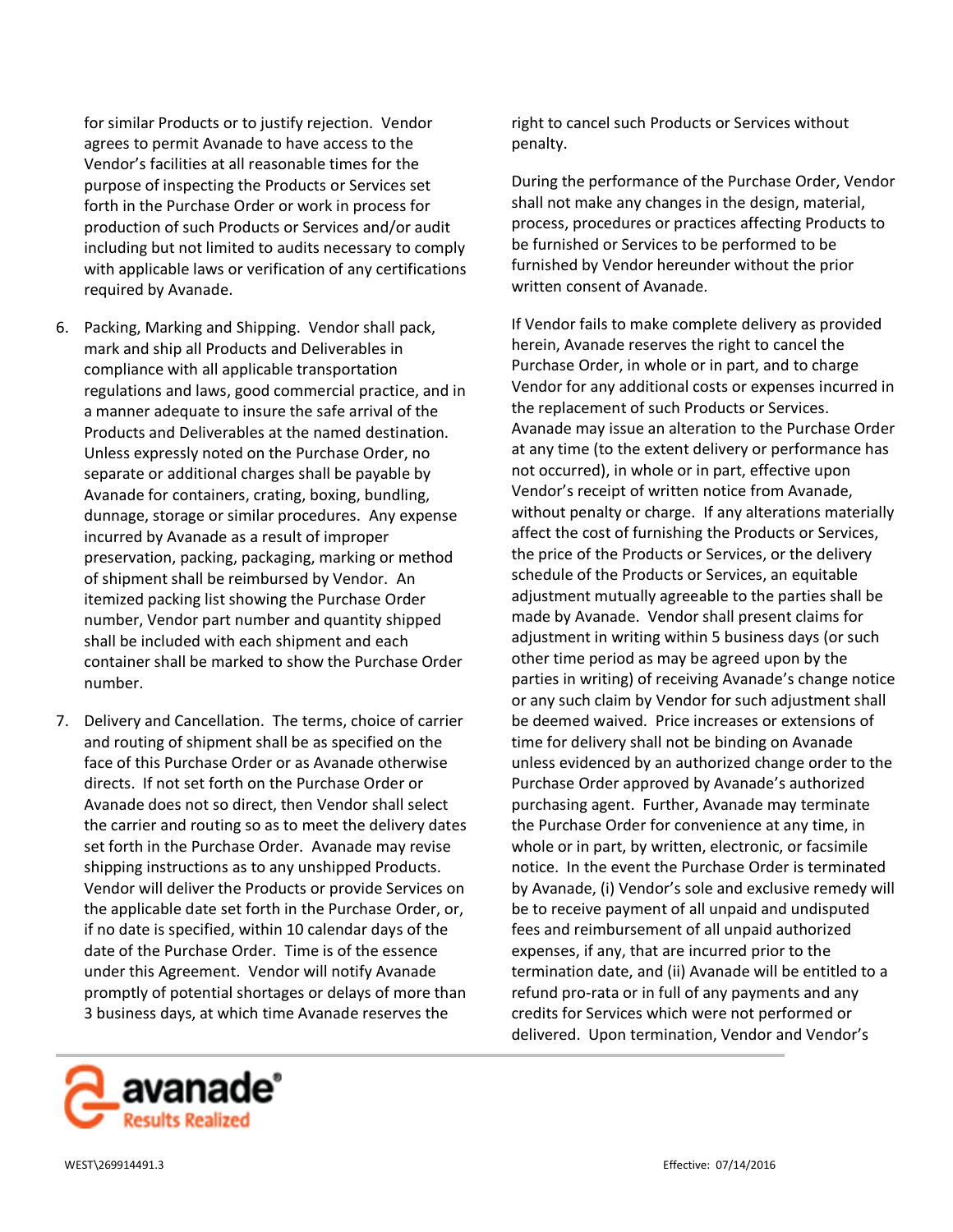for similar Products or to justify rejection. Vendor agrees to permit Avanade to have access to the Vendor's facilities at all reasonable times for the purpose of inspecting the Products or Services set forth in the Purchase Order or work in process for production of such Products or Services and/or audit including but not limited to audits necessary to comply with applicable laws or verification of any certifications required by Avanade.

6. Packing, Marking and Shipping. Vendor shall pack, mark and ship all Products and Deliverables in compliance with all applicable transportation regulations and laws, good commercial practice, and in a manner adequate to insure the safe arrival of the Products and Deliverables at the named destination. Unless expressly noted on the Purchase Order, no separate or additional charges shall be payable by Avanade for containers, crating, boxing, bundling, dunnage, storage or similar procedures. Any expense incurred by Avanade as a result of improper preservation, packing, packaging, marking or method of shipment shall be reimbursed by Vendor. An itemized packing list showing the Purchase Order number, Vendor part number and quantity shipped shall be included with each shipment and each container shall be marked to show the Purchase Order number.

7. Delivery and Cancellation. The terms, choice of carrier and routing of shipment shall be as specified on the face of this Purchase Order or as Avanade otherwise directs. If not set forth on the Purchase Order or Avanade does not so direct, then Vendor shall select the carrier and routing so as to meet the delivery dates set forth in the Purchase Order. Avanade may revise shipping instructions as to any unshipped Products. Vendor will deliver the Products or provide Services on the applicable date set forth in the Purchase Order, or, if no date is specified, within 10 calendar days of the date of the Purchase Order. Time is of the essence under this Agreement. Vendor will notify Avanade promptly of potential shortages or delays of more than 3 business days, at which time Avanade reserves the right to cancel such Products or Services without penalty.

   During the performance of the Purchase Order, Vendor shall not make any changes in the design, material, process, procedures or practices affecting Products to be furnished or Services to be performed to be furnished by Vendor hereunder without the prior written consent of Avanade.

   If Vendor fails to make complete delivery as provided herein, Avanade reserves the right to cancel the Purchase Order, in whole or in part, and to charge Vendor for any additional costs or expenses incurred in the replacement of such Products or Services. Avanade may issue an alteration to the Purchase Order at any time (to the extent delivery or performance has not occurred), in whole or in part, effective upon Vendor's receipt of written notice from Avanade, without penalty or charge. If any alterations materially affect the cost of furnishing the Products or Services, the price of the Products or Services, or the delivery schedule of the Products or Services, an equitable adjustment mutually agreeable to the parties shall be made by Avanade. Vendor shall present claims for adjustment in writing within 5 business days (or such other time period as may be agreed upon by the parties in writing) of receiving Avanade's change notice or any such claim by Vendor for such adjustment shall be deemed waived. Price increases or extensions of time for delivery shall not be binding on Avanade unless evidenced by an authorized change order to the Purchase Order approved by Avanade's authorized purchasing agent. Further, Avanade may terminate the Purchase Order for convenience at any time, in whole or in part, by written, electronic, or facsimile notice. In the event the Purchase Order is terminated by Avanade, (i) Vendor's sole and exclusive remedy will be to receive payment of all unpaid and undisputed fees and reimbursement of all unpaid authorized expenses, if any, that are incurred prior to the termination date, and (ii) Avanade will be entitled to a refund pro-rata or in full of any payments and any credits for Services which were not performed or delivered. Upon termination, Vendor and Vendor's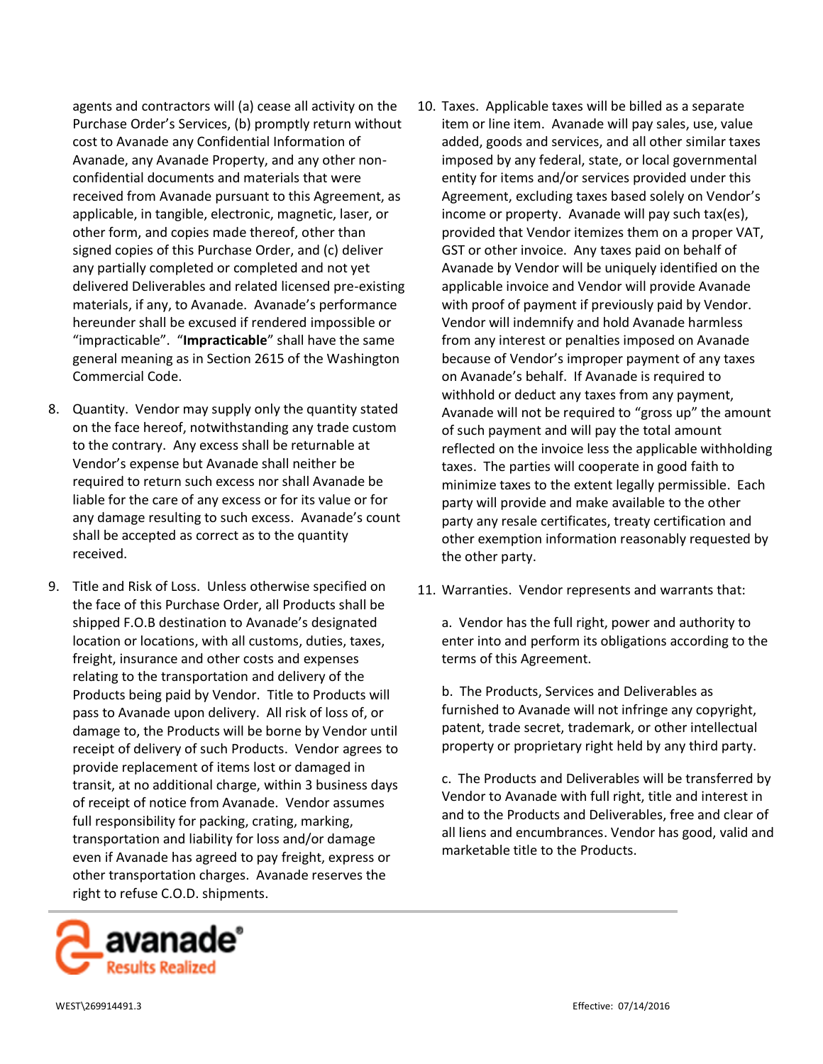agents and contractors will (a) cease all activity on the Purchase Order's Services, (b) promptly return without cost to Avanade any Confidential Information of Avanade, any Avanade Property, and any other non-confidential documents and materials that were received from Avanade pursuant to this Agreement, as applicable, in tangible, electronic, magnetic, laser, or other form, and copies made thereof, other than signed copies of this Purchase Order, and (c) deliver any partially completed or completed and not yet delivered Deliverables and related licensed pre-existing materials, if any, to Avanade. Avanade's performance hereunder shall be excused if rendered impossible or "impracticable". "**Impracticable**" shall have the same general meaning as in Section 2615 of the Washington Commercial Code.

8. Quantity. Vendor may supply only the quantity stated on the face hereof, notwithstanding any trade custom to the contrary. Any excess shall be returnable at Vendor's expense but Avanade shall neither be required to return such excess nor shall Avanade be liable for the care of any excess or for its value or for any damage resulting to such excess. Avanade's count shall be accepted as correct as to the quantity received.

9. Title and Risk of Loss. Unless otherwise specified on the face of this Purchase Order, all Products shall be shipped F.O.B destination to Avanade's designated location or locations, with all customs, duties, taxes, freight, insurance and other costs and expenses relating to the transportation and delivery of the Products being paid by Vendor. Title to Products will pass to Avanade upon delivery. All risk of loss of, or damage to, the Products will be borne by Vendor until receipt of delivery of such Products. Vendor agrees to provide replacement of items lost or damaged in transit, at no additional charge, within 3 business days of receipt of notice from Avanade. Vendor assumes full responsibility for packing, crating, marking, transportation and liability for loss and/or damage even if Avanade has agreed to pay freight, express or other transportation charges. Avanade reserves the right to refuse C.O.D. shipments.

10. Taxes. Applicable taxes will be billed as a separate item or line item. Avanade will pay sales, use, value added, goods and services, and all other similar taxes imposed by any federal, state, or local governmental entity for items and/or services provided under this Agreement, excluding taxes based solely on Vendor's income or property. Avanade will pay such tax(es), provided that Vendor itemizes them on a proper VAT, GST or other invoice. Any taxes paid on behalf of Avanade by Vendor will be uniquely identified on the applicable invoice and Vendor will provide Avanade with proof of payment if previously paid by Vendor. Vendor will indemnify and hold Avanade harmless from any interest or penalties imposed on Avanade because of Vendor's improper payment of any taxes on Avanade's behalf. If Avanade is required to withhold or deduct any taxes from any payment, Avanade will not be required to "gross up" the amount of such payment and will pay the total amount reflected on the invoice less the applicable withholding taxes. The parties will cooperate in good faith to minimize taxes to the extent legally permissible. Each party will provide and make available to the other party any resale certificates, treaty certification and other exemption information reasonably requested by the other party.

11. Warranties. Vendor represents and warrants that:

    a. Vendor has the full right, power and authority to enter into and perform its obligations according to the terms of this Agreement.

    b. The Products, Services and Deliverables as furnished to Avanade will not infringe any copyright, patent, trade secret, trademark, or other intellectual property or proprietary right held by any third party.

    c. The Products and Deliverables will be transferred by Vendor to Avanade with full right, title and interest in and to the Products and Deliverables, free and clear of all liens and encumbrances. Vendor has good, valid and marketable title to the Products.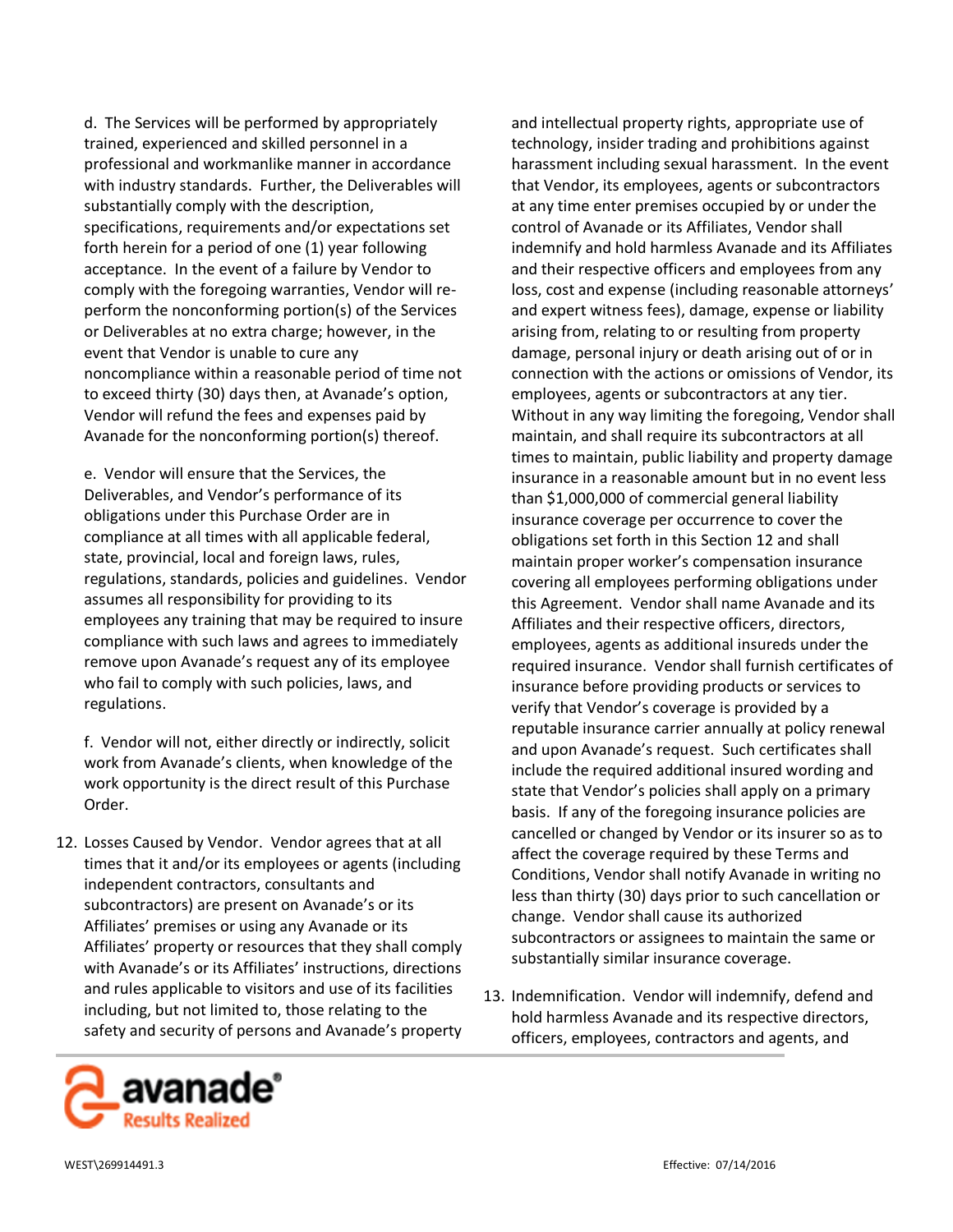d. The Services will be performed by appropriately trained, experienced and skilled personnel in a professional and workmanlike manner in accordance with industry standards. Further, the Deliverables will substantially comply with the description, specifications, requirements and/or expectations set forth herein for a period of one (1) year following acceptance. In the event of a failure by Vendor to comply with the foregoing warranties, Vendor will re-perform the nonconforming portion(s) of the Services or Deliverables at no extra charge; however, in the event that Vendor is unable to cure any noncompliance within a reasonable period of time not to exceed thirty (30) days then, at Avanade's option, Vendor will refund the fees and expenses paid by Avanade for the nonconforming portion(s) thereof.

e. Vendor will ensure that the Services, the Deliverables, and Vendor's performance of its obligations under this Purchase Order are in compliance at all times with all applicable federal, state, provincial, local and foreign laws, rules, regulations, standards, policies and guidelines. Vendor assumes all responsibility for providing to its employees any training that may be required to insure compliance with such laws and agrees to immediately remove upon Avanade's request any of its employee who fail to comply with such policies, laws, and regulations.

f. Vendor will not, either directly or indirectly, solicit work from Avanade's clients, when knowledge of the work opportunity is the direct result of this Purchase Order.

12. Losses Caused by Vendor. Vendor agrees that at all times that it and/or its employees or agents (including independent contractors, consultants and subcontractors) are present on Avanade's or its Affiliates' premises or using any Avanade or its Affiliates' property or resources that they shall comply with Avanade's or its Affiliates' instructions, directions and rules applicable to visitors and use of its facilities including, but not limited to, those relating to the safety and security of persons and Avanade's property and intellectual property rights, appropriate use of technology, insider trading and prohibitions against harassment including sexual harassment. In the event that Vendor, its employees, agents or subcontractors at any time enter premises occupied by or under the control of Avanade or its Affiliates, Vendor shall indemnify and hold harmless Avanade and its Affiliates and their respective officers and employees from any loss, cost and expense (including reasonable attorneys' and expert witness fees), damage, expense or liability arising from, relating to or resulting from property damage, personal injury or death arising out of or in connection with the actions or omissions of Vendor, its employees, agents or subcontractors at any tier. Without in any way limiting the foregoing, Vendor shall maintain, and shall require its subcontractors at all times to maintain, public liability and property damage insurance in a reasonable amount but in no event less than $1,000,000 of commercial general liability insurance coverage per occurrence to cover the obligations set forth in this Section 12 and shall maintain proper worker's compensation insurance covering all employees performing obligations under this Agreement. Vendor shall name Avanade and its Affiliates and their respective officers, directors, employees, agents as additional insureds under the required insurance. Vendor shall furnish certificates of insurance before providing products or services to verify that Vendor's coverage is provided by a reputable insurance carrier annually at policy renewal and upon Avanade's request. Such certificates shall include the required additional insured wording and state that Vendor's policies shall apply on a primary basis. If any of the foregoing insurance policies are cancelled or changed by Vendor or its insurer so as to affect the coverage required by these Terms and Conditions, Vendor shall notify Avanade in writing no less than thirty (30) days prior to such cancellation or change. Vendor shall cause its authorized subcontractors or assignees to maintain the same or substantially similar insurance coverage.

13. Indemnification. Vendor will indemnify, defend and hold harmless Avanade and its respective directors, officers, employees, contractors and agents, and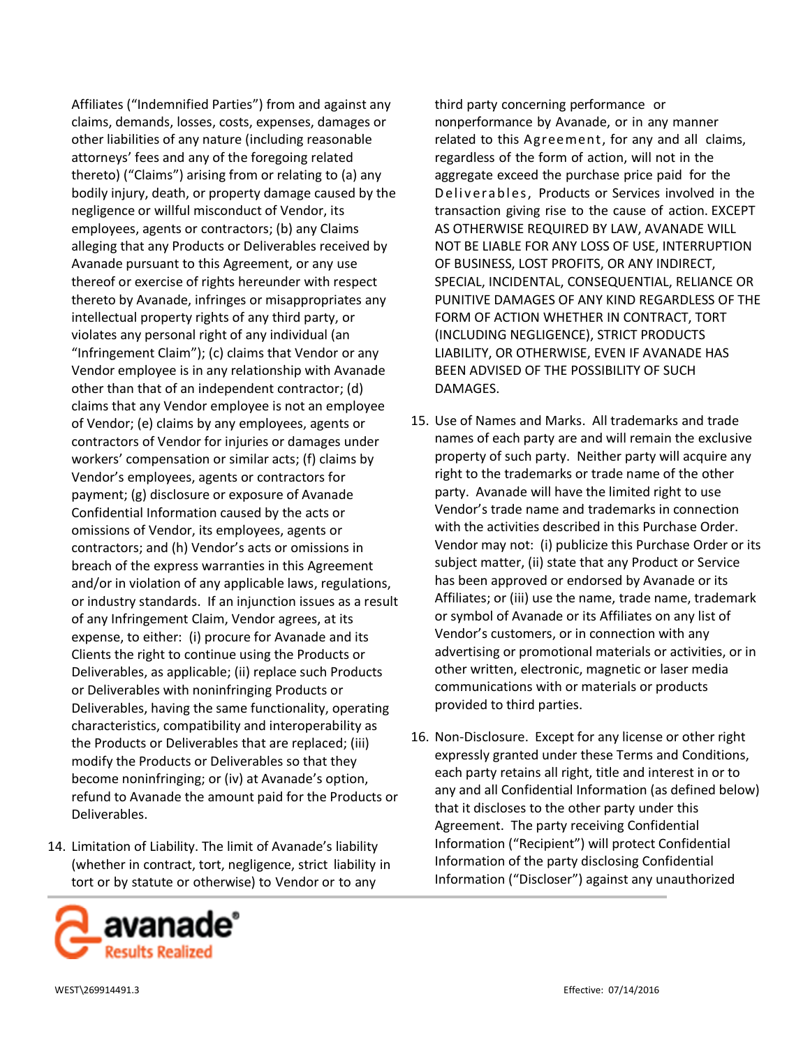Affiliates ("Indemnified Parties") from and against any claims, demands, losses, costs, expenses, damages or other liabilities of any nature (including reasonable attorneys' fees and any of the foregoing related thereto) ("Claims") arising from or relating to (a) any bodily injury, death, or property damage caused by the negligence or willful misconduct of Vendor, its employees, agents or contractors; (b) any Claims alleging that any Products or Deliverables received by Avanade pursuant to this Agreement, or any use thereof or exercise of rights hereunder with respect thereto by Avanade, infringes or misappropriates any intellectual property rights of any third party, or violates any personal right of any individual (an "Infringement Claim"); (c) claims that Vendor or any Vendor employee is in any relationship with Avanade other than that of an independent contractor; (d) claims that any Vendor employee is not an employee of Vendor; (e) claims by any employees, agents or contractors of Vendor for injuries or damages under workers' compensation or similar acts; (f) claims by Vendor's employees, agents or contractors for payment; (g) disclosure or exposure of Avanade Confidential Information caused by the acts or omissions of Vendor, its employees, agents or contractors; and (h) Vendor's acts or omissions in breach of the express warranties in this Agreement and/or in violation of any applicable laws, regulations, or industry standards. If an injunction issues as a result of any Infringement Claim, Vendor agrees, at its expense, to either: (i) procure for Avanade and its Clients the right to continue using the Products or Deliverables, as applicable; (ii) replace such Products or Deliverables with noninfringing Products or Deliverables, having the same functionality, operating characteristics, compatibility and interoperability as the Products or Deliverables that are replaced; (iii) modify the Products or Deliverables so that they become noninfringing; or (iv) at Avanade's option, refund to Avanade the amount paid for the Products or Deliverables.

14. Limitation of Liability. The limit of Avanade's liability (whether in contract, tort, negligence, strict liability in tort or by statute or otherwise) to Vendor or to any third party concerning performance or nonperformance by Avanade, or in any manner related to this Agreement, for any and all claims, regardless of the form of action, will not in the aggregate exceed the purchase price paid for the Deliverables, Products or Services involved in the transaction giving rise to the cause of action. EXCEPT AS OTHERWISE REQUIRED BY LAW, AVANADE WILL NOT BE LIABLE FOR ANY LOSS OF USE, INTERRUPTION OF BUSINESS, LOST PROFITS, OR ANY INDIRECT, SPECIAL, INCIDENTAL, CONSEQUENTIAL, RELIANCE OR PUNITIVE DAMAGES OF ANY KIND REGARDLESS OF THE FORM OF ACTION WHETHER IN CONTRACT, TORT (INCLUDING NEGLIGENCE), STRICT PRODUCTS LIABILITY, OR OTHERWISE, EVEN IF AVANADE HAS BEEN ADVISED OF THE POSSIBILITY OF SUCH DAMAGES.

15. Use of Names and Marks. All trademarks and trade names of each party are and will remain the exclusive property of such party. Neither party will acquire any right to the trademarks or trade name of the other party. Avanade will have the limited right to use Vendor's trade name and trademarks in connection with the activities described in this Purchase Order. Vendor may not: (i) publicize this Purchase Order or its subject matter, (ii) state that any Product or Service has been approved or endorsed by Avanade or its Affiliates; or (iii) use the name, trade name, trademark or symbol of Avanade or its Affiliates on any list of Vendor's customers, or in connection with any advertising or promotional materials or activities, or in other written, electronic, magnetic or laser media communications with or materials or products provided to third parties.

16. Non-Disclosure. Except for any license or other right expressly granted under these Terms and Conditions, each party retains all right, title and interest in or to any and all Confidential Information (as defined below) that it discloses to the other party under this Agreement. The party receiving Confidential Information ("Recipient") will protect Confidential Information of the party disclosing Confidential Information ("Discloser") against any unauthorized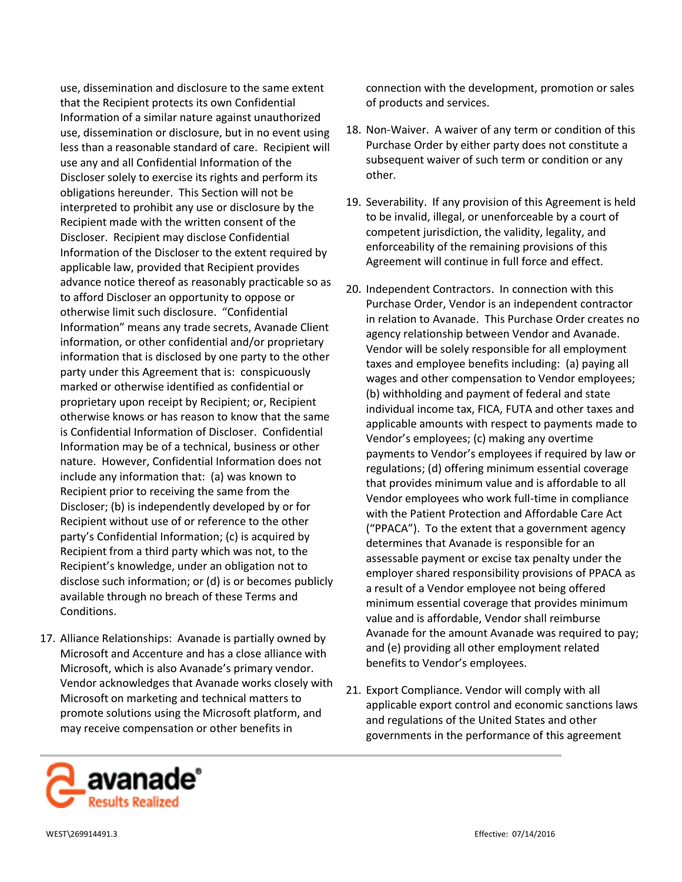use, dissemination and disclosure to the same extent that the Recipient protects its own Confidential Information of a similar nature against unauthorized use, dissemination or disclosure, but in no event using less than a reasonable standard of care. Recipient will use any and all Confidential Information of the Discloser solely to exercise its rights and perform its obligations hereunder. This Section will not be interpreted to prohibit any use or disclosure by the Recipient made with the written consent of the Discloser. Recipient may disclose Confidential Information of the Discloser to the extent required by applicable law, provided that Recipient provides advance notice thereof as reasonably practicable so as to afford Discloser an opportunity to oppose or otherwise limit such disclosure. "Confidential Information" means any trade secrets, Avanade Client information, or other confidential and/or proprietary information that is disclosed by one party to the other party under this Agreement that is: conspicuously marked or otherwise identified as confidential or proprietary upon receipt by Recipient; or, Recipient otherwise knows or has reason to know that the same is Confidential Information of Discloser. Confidential Information may be of a technical, business or other nature. However, Confidential Information does not include any information that: (a) was known to Recipient prior to receiving the same from the Discloser; (b) is independently developed by or for Recipient without use of or reference to the other party's Confidential Information; (c) is acquired by Recipient from a third party which was not, to the Recipient's knowledge, under an obligation not to disclose such information; or (d) is or becomes publicly available through no breach of these Terms and Conditions.

17. Alliance Relationships: Avanade is partially owned by Microsoft and Accenture and has a close alliance with Microsoft, which is also Avanade's primary vendor. Vendor acknowledges that Avanade works closely with Microsoft on marketing and technical matters to promote solutions using the Microsoft platform, and may receive compensation or other benefits in connection with the development, promotion or sales of products and services.

18. Non-Waiver. A waiver of any term or condition of this Purchase Order by either party does not constitute a subsequent waiver of such term or condition or any other.

19. Severability. If any provision of this Agreement is held to be invalid, illegal, or unenforceable by a court of competent jurisdiction, the validity, legality, and enforceability of the remaining provisions of this Agreement will continue in full force and effect.

20. Independent Contractors. In connection with this Purchase Order, Vendor is an independent contractor in relation to Avanade. This Purchase Order creates no agency relationship between Vendor and Avanade. Vendor will be solely responsible for all employment taxes and employee benefits including: (a) paying all wages and other compensation to Vendor employees; (b) withholding and payment of federal and state individual income tax, FICA, FUTA and other taxes and applicable amounts with respect to payments made to Vendor's employees; (c) making any overtime payments to Vendor's employees if required by law or regulations; (d) offering minimum essential coverage that provides minimum value and is affordable to all Vendor employees who work full-time in compliance with the Patient Protection and Affordable Care Act ("PPACA"). To the extent that a government agency determines that Avanade is responsible for an assessable payment or excise tax penalty under the employer shared responsibility provisions of PPACA as a result of a Vendor employee not being offered minimum essential coverage that provides minimum value and is affordable, Vendor shall reimburse Avanade for the amount Avanade was required to pay; and (e) providing all other employment related benefits to Vendor's employees.

21. Export Compliance. Vendor will comply with all applicable export control and economic sanctions laws and regulations of the United States and other governments in the performance of this agreement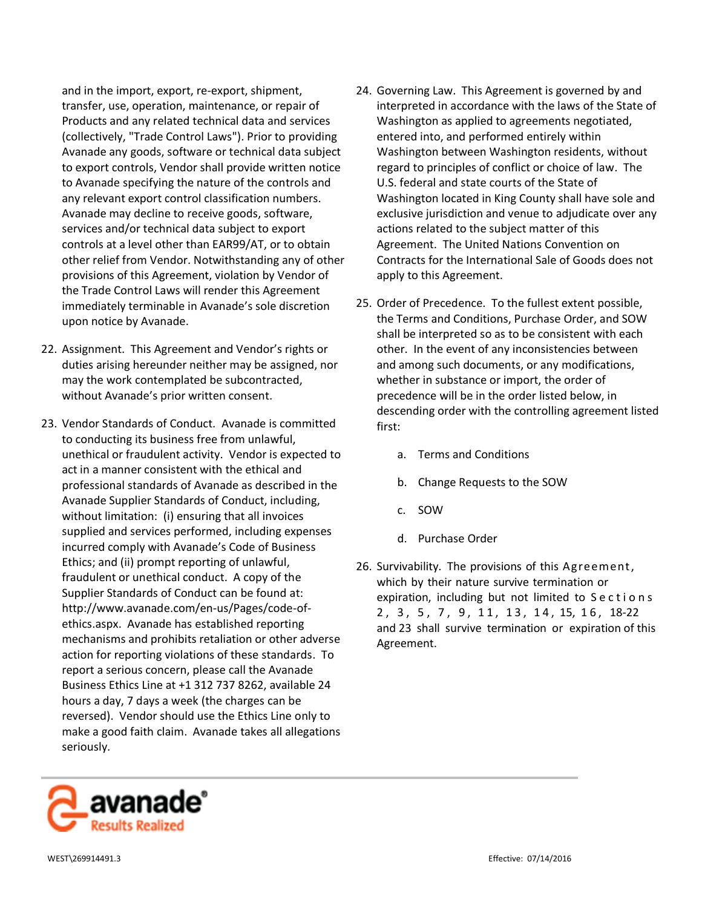and in the import, export, re-export, shipment, transfer, use, operation, maintenance, or repair of Products and any related technical data and services (collectively, "Trade Control Laws"). Prior to providing Avanade any goods, software or technical data subject to export controls, Vendor shall provide written notice to Avanade specifying the nature of the controls and any relevant export control classification numbers. Avanade may decline to receive goods, software, services and/or technical data subject to export controls at a level other than EAR99/AT, or to obtain other relief from Vendor. Notwithstanding any of other provisions of this Agreement, violation by Vendor of the Trade Control Laws will render this Agreement immediately terminable in Avanade's sole discretion upon notice by Avanade.

22. Assignment. This Agreement and Vendor's rights or duties arising hereunder neither may be assigned, nor may the work contemplated be subcontracted, without Avanade's prior written consent.

23. Vendor Standards of Conduct. Avanade is committed to conducting its business free from unlawful, unethical or fraudulent activity. Vendor is expected to act in a manner consistent with the ethical and professional standards of Avanade as described in the Avanade Supplier Standards of Conduct, including, without limitation: (i) ensuring that all invoices supplied and services performed, including expenses incurred comply with Avanade's Code of Business Ethics; and (ii) prompt reporting of unlawful, fraudulent or unethical conduct. A copy of the Supplier Standards of Conduct can be found at: http://www.avanade.com/en-us/Pages/code-of-ethics.aspx. Avanade has established reporting mechanisms and prohibits retaliation or other adverse action for reporting violations of these standards. To report a serious concern, please call the Avanade Business Ethics Line at +1 312 737 8262, available 24 hours a day, 7 days a week (the charges can be reversed). Vendor should use the Ethics Line only to make a good faith claim. Avanade takes all allegations seriously.

24. Governing Law. This Agreement is governed by and interpreted in accordance with the laws of the State of Washington as applied to agreements negotiated, entered into, and performed entirely within Washington between Washington residents, without regard to principles of conflict or choice of law. The U.S. federal and state courts of the State of Washington located in King County shall have sole and exclusive jurisdiction and venue to adjudicate over any actions related to the subject matter of this Agreement. The United Nations Convention on Contracts for the International Sale of Goods does not apply to this Agreement.

25. Order of Precedence. To the fullest extent possible, the Terms and Conditions, Purchase Order, and SOW shall be interpreted so as to be consistent with each other. In the event of any inconsistencies between and among such documents, or any modifications, whether in substance or import, the order of precedence will be in the order listed below, in descending order with the controlling agreement listed first:

    a. Terms and Conditions

    b. Change Requests to the SOW

    c. SOW

    d. Purchase Order

26. Survivability. The provisions of this Agreement, which by their nature survive termination or expiration, including but not limited to Sections 2, 3, 5, 7, 9, 11, 13, 14, 15, 16, 18-22 and 23 shall survive termination or expiration of this Agreement.

avanade® Results Realized

WEST\269914491.3

Effective: 07/14/2016